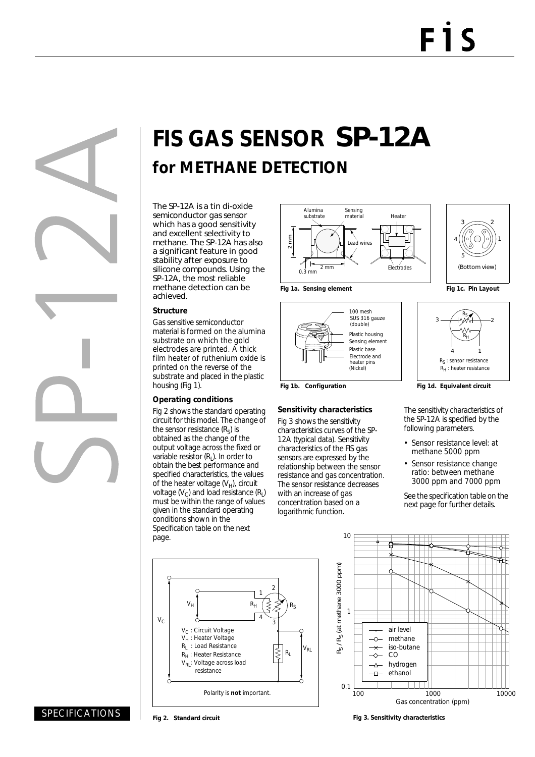# FIS GAS SENSOR SP-12A

## for METHANE DETECTION

The SP-12A is a tin di-oxide semiconductor gas sensor which has a good sensitivity and excellent selectivity to methane. The SP-12A has also a significant feature in good stability after exposure to silicone compounds. Using the SP-12A, the most reliable methane detection can be achieved.

### Structure

Gas sensitive semiconductor material is formed on the alumina substrate on which the gold electrodes are printed. A thick film heater of ruthenium oxide is printed on the reverse of the substrate and placed in the plastic housing (Fig 1).

### Operating conditions

Fig 2 shows the standard operating circuit for this model. The change of the sensor resistance ($R_S$) is obtained as the change of the output voltage across the fixed or variable resistor ($R_L$). In order to obtain the best performance and specified characteristics, the values of the heater voltage ($V_H$), circuit voltage ($V_C$) and load resistance ($R_L$) must be within the range of values given in the standard operating conditions shown in the Specification table on the next page.

Fig 1a. Sensing element

Fig 1b. Configuration

Fig 1c. Pin Layout

Fig 1d. Equivalent circuit

### Sensitivity characteristics

Fig 3 shows the sensitivity characteristics curves of the SP-12A (typical data). Sensitivity characteristics of the FIS gas sensors are expressed by the relationship between the sensor resistance and gas concentration. The sensor resistance decreases with an increase of gas concentration based on a logarithmic function.

The sensitivity characteristics of the SP-12A is specified by the following parameters.

- Sensor resistance level: at methane 5000 ppm
- Sensor resistance change ratio: between methane 3000 ppm and 7000 ppm

See the specification table on the next page for further details.

Fig 2. Standard circuit

Fig 3. Sensitivity characteristics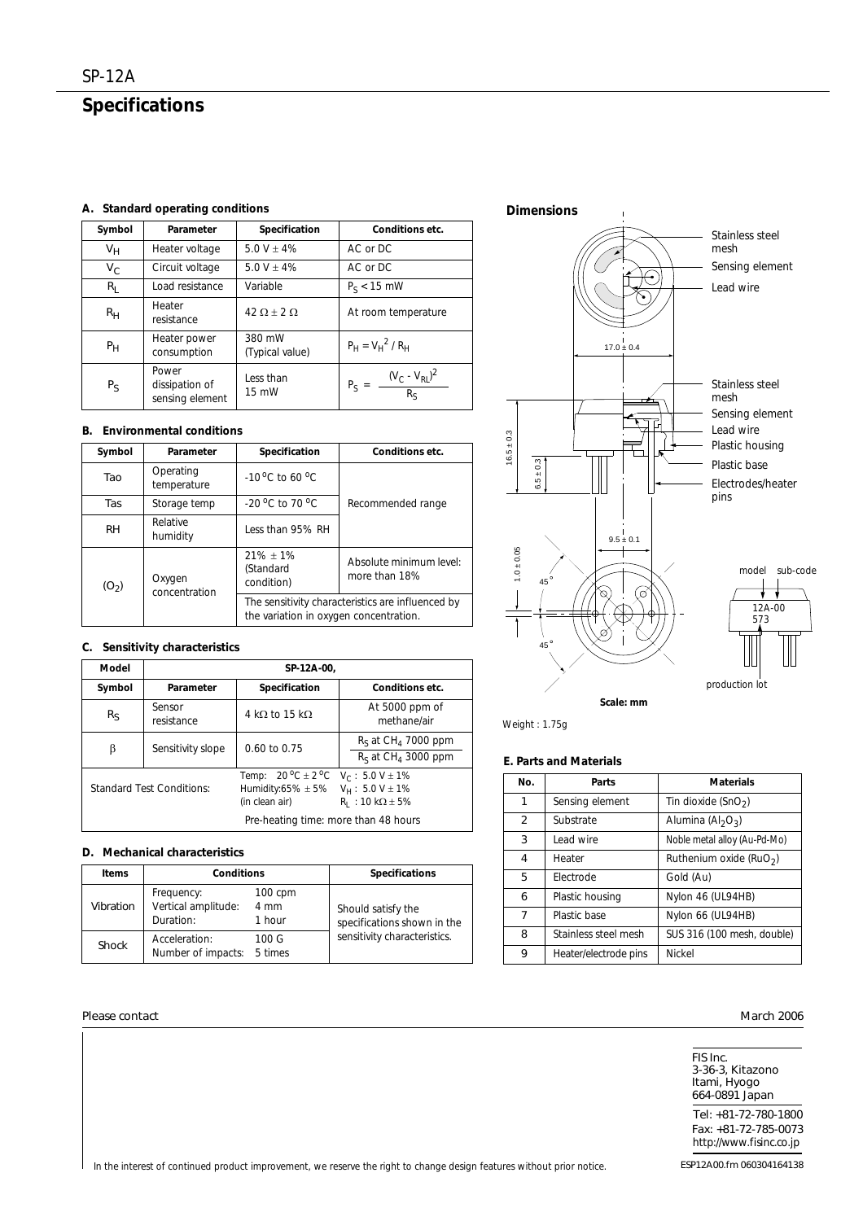SP-12A

# Specifications

### A. Standard operating conditions

| Symbol | Parameter | Specification | Conditions etc. |
|---|---|---|---|
| $V_H$ | Heater voltage | 5.0 V ± 4% | AC or DC |
| $V_C$ | Circuit voltage | 5.0 V ± 4% | AC or DC |
| $R_L$ | Load resistance | Variable | $P_S$ < 15 mW |
| $R_H$ | Heater resistance | 42 Ω ± 2 Ω | At room temperature |
| $P_H$ | Heater power consumption | 380 mW (Typical value) | $P_H = V_H^2 / R_H$ |
| $P_S$ | Power dissipation of sensing element | Less than 15 mW | $P_S = \frac{(V_C - V_{RL})^2}{R_S}$ |

### B. Environmental conditions

| Symbol | Parameter | Specification | Conditions etc. |
|---|---|---|---|
| Tao | Operating temperature | -10 °C to 60 °C | Recommended range |
| Tas | Storage temp | -20 °C to 70 °C | |
| RH | Relative humidity | Less than 95% RH | |
| ($O_2$) | Oxygen concentration | 21% ± 1% (Standard condition) | Absolute minimum level: more than 18% |
| | | The sensitivity characteristics are influenced by the variation in oxygen concentration. | |

### C. Sensitivity characteristics

| Model | SP-12A-00, | | |
|---|---|---|---|
| Symbol | Parameter | Specification | Conditions etc. |
| $R_S$ | Sensor resistance | 4 kΩ to 15 kΩ | At 5000 ppm of methane/air |
| β | Sensitivity slope | 0.60 to 0.75 | $R_S$ at $CH_4$ 7000 ppm / $R_S$ at $CH_4$ 3000 ppm |
| Standard Test Conditions: | | Temp: 20 °C ± 2 °C; Humidity: 65% ± 5% (in clean air); $V_C$ : 5.0 V ± 1%; $V_H$ : 5.0 V ± 1%; $R_L$ : 10 kΩ ± 5% | |
| | | Pre-heating time: more than 48 hours | |

### D. Mechanical characteristics

| Items | Conditions | Specifications |
|---|---|---|
| Vibration | Frequency: 100 cpm; Vertical amplitude: 4 mm; Duration: 1 hour | Should satisfy the specifications shown in the sensitivity characteristics. |
| Shock | Acceleration: 100 G; Number of impacts: 5 times | |

### Dimensions

Stainless steel mesh
Sensing element
Lead wire
17.0 ± 0.4
Stainless steel mesh
Sensing element
Lead wire
Plastic housing
Plastic base
Electrodes/heater pins
16.5 ± 0.3
6.5 ± 0.3
9.5 ± 0.1
1.0 ± 0.05
45°
45°
model sub-code
12A-00
573
production lot
Scale: mm

Weight : 1.75g

### E. Parts and Materials

| No. | Parts | Materials |
|---|---|---|
| 1 | Sensing element | Tin dioxide ($SnO_2$) |
| 2 | Substrate | Alumina ($Al_2O_3$) |
| 3 | Lead wire | Noble metal alloy (Au-Pd-Mo) |
| 4 | Heater | Ruthenium oxide ($RuO_2$) |
| 5 | Electrode | Gold (Au) |
| 6 | Plastic housing | Nylon 46 (UL94HB) |
| 7 | Plastic base | Nylon 66 (UL94HB) |
| 8 | Stainless steel mesh | SUS 316 (100 mesh, double) |
| 9 | Heater/electrode pins | Nickel |

Please contact

March 2006

FIS Inc.
3-36-3, Kitazono
Itami, Hyogo
664-0891 Japan

Tel: +81-72-780-1800
Fax: +81-72-785-0073
http://www.fisinc.co.jp

In the interest of continued product improvement, we reserve the right to change design features without prior notice.

ESP12A00.fm 060304164138